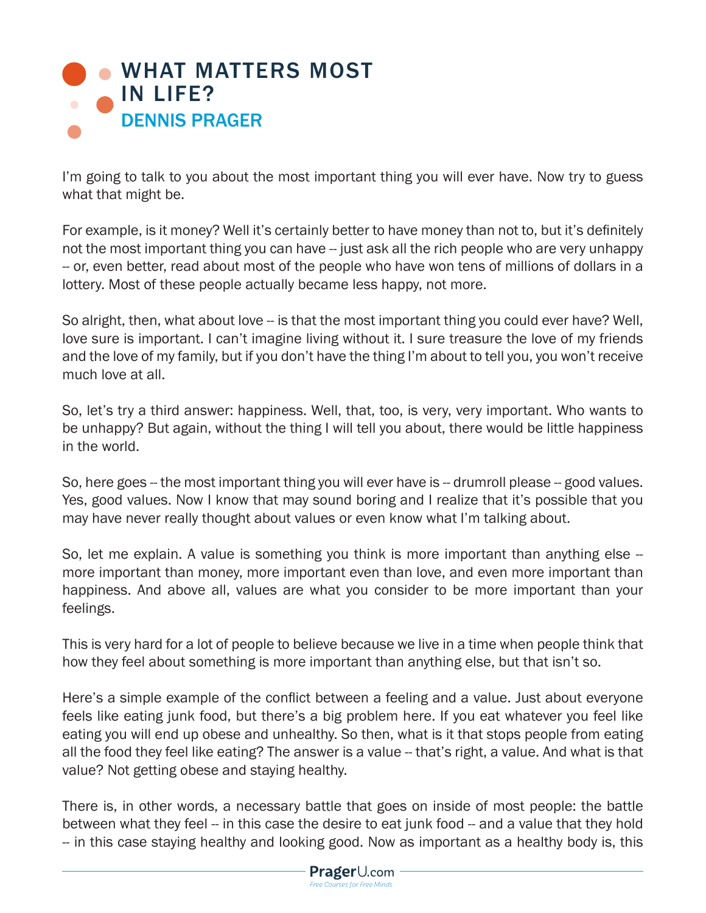# WHAT MATTERS MOST IN LIFE?

## DENNIS PRAGER

I'm going to talk to you about the most important thing you will ever have. Now try to guess what that might be.

For example, is it money? Well it's certainly better to have money than not to, but it's definitely not the most important thing you can have -- just ask all the rich people who are very unhappy -- or, even better, read about most of the people who have won tens of millions of dollars in a lottery. Most of these people actually became less happy, not more.

So alright, then, what about love -- is that the most important thing you could ever have? Well, love sure is important. I can't imagine living without it. I sure treasure the love of my friends and the love of my family, but if you don't have the thing I'm about to tell you, you won't receive much love at all.

So, let's try a third answer: happiness. Well, that, too, is very, very important. Who wants to be unhappy? But again, without the thing I will tell you about, there would be little happiness in the world.

So, here goes -- the most important thing you will ever have is -- drumroll please -- good values. Yes, good values. Now I know that may sound boring and I realize that it's possible that you may have never really thought about values or even know what I'm talking about.

So, let me explain. A value is something you think is more important than anything else -- more important than money, more important even than love, and even more important than happiness. And above all, values are what you consider to be more important than your feelings.

This is very hard for a lot of people to believe because we live in a time when people think that how they feel about something is more important than anything else, but that isn't so.

Here's a simple example of the conflict between a feeling and a value. Just about everyone feels like eating junk food, but there's a big problem here. If you eat whatever you feel like eating you will end up obese and unhealthy. So then, what is it that stops people from eating all the food they feel like eating? The answer is a value -- that's right, a value. And what is that value? Not getting obese and staying healthy.

There is, in other words, a necessary battle that goes on inside of most people: the battle between what they feel -- in this case the desire to eat junk food -- and a value that they hold -- in this case staying healthy and looking good. Now as important as a healthy body is, this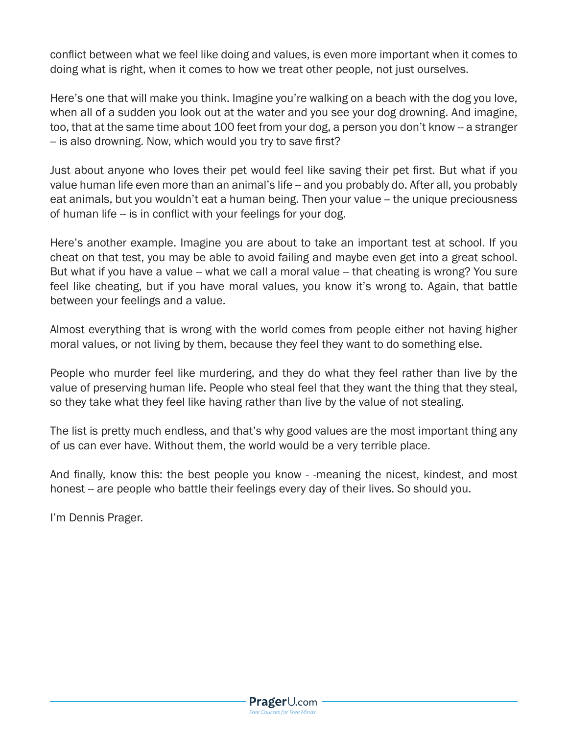conflict between what we feel like doing and values, is even more important when it comes to doing what is right, when it comes to how we treat other people, not just ourselves.

Here's one that will make you think. Imagine you're walking on a beach with the dog you love, when all of a sudden you look out at the water and you see your dog drowning. And imagine, too, that at the same time about 100 feet from your dog, a person you don't know -- a stranger -- is also drowning. Now, which would you try to save first?

Just about anyone who loves their pet would feel like saving their pet first. But what if you value human life even more than an animal's life -- and you probably do. After all, you probably eat animals, but you wouldn't eat a human being. Then your value -- the unique preciousness of human life -- is in conflict with your feelings for your dog.

Here's another example. Imagine you are about to take an important test at school. If you cheat on that test, you may be able to avoid failing and maybe even get into a great school. But what if you have a value -- what we call a moral value -- that cheating is wrong? You sure feel like cheating, but if you have moral values, you know it's wrong to. Again, that battle between your feelings and a value.

Almost everything that is wrong with the world comes from people either not having higher moral values, or not living by them, because they feel they want to do something else.

People who murder feel like murdering, and they do what they feel rather than live by the value of preserving human life. People who steal feel that they want the thing that they steal, so they take what they feel like having rather than live by the value of not stealing.

The list is pretty much endless, and that's why good values are the most important thing any of us can ever have. Without them, the world would be a very terrible place.

And finally, know this: the best people you know - -meaning the nicest, kindest, and most honest -- are people who battle their feelings every day of their lives. So should you.

I'm Dennis Prager.